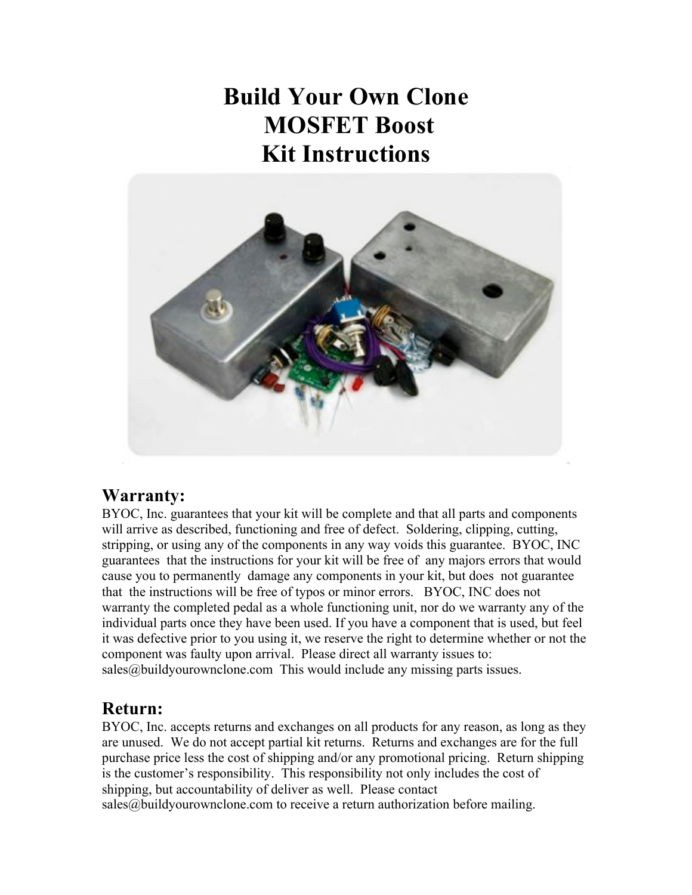# Build Your Own Clone
# MOSFET Boost
# Kit Instructions

## Warranty:

BYOC, Inc. guarantees that your kit will be complete and that all parts and components will arrive as described, functioning and free of defect. Soldering, clipping, cutting, stripping, or using any of the components in any way voids this guarantee. BYOC, INC guarantees that the instructions for your kit will be free of any majors errors that would cause you to permanently damage any components in your kit, but does not guarantee that the instructions will be free of typos or minor errors. BYOC, INC does not warranty the completed pedal as a whole functioning unit, nor do we warranty any of the individual parts once they have been used. If you have a component that is used, but feel it was defective prior to you using it, we reserve the right to determine whether or not the component was faulty upon arrival. Please direct all warranty issues to: sales@buildyourownclone.com This would include any missing parts issues.

## Return:

BYOC, Inc. accepts returns and exchanges on all products for any reason, as long as they are unused. We do not accept partial kit returns. Returns and exchanges are for the full purchase price less the cost of shipping and/or any promotional pricing. Return shipping is the customer's responsibility. This responsibility not only includes the cost of shipping, but accountability of deliver as well. Please contact sales@buildyourownclone.com to receive a return authorization before mailing.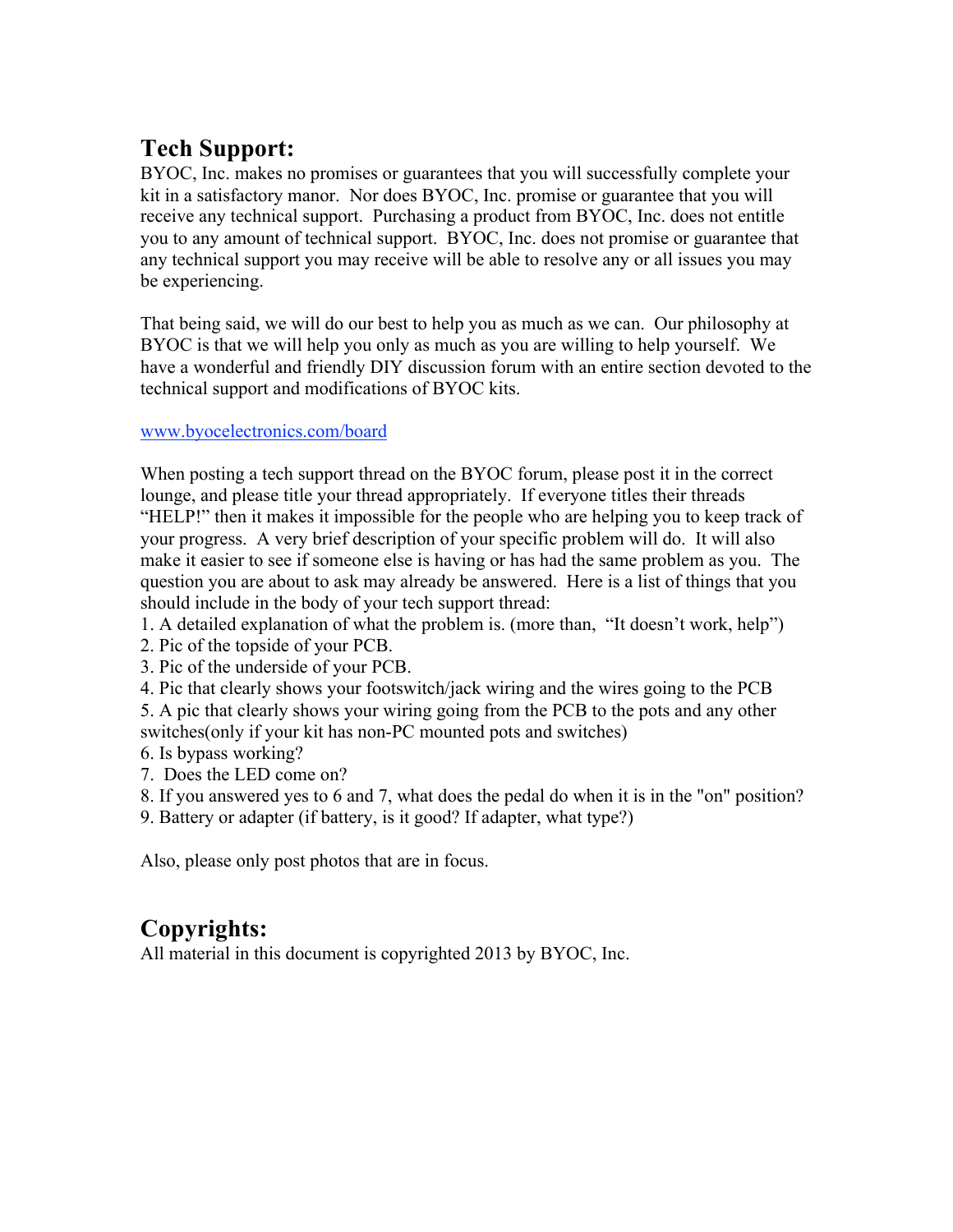## Tech Support:

BYOC, Inc. makes no promises or guarantees that you will successfully complete your kit in a satisfactory manor. Nor does BYOC, Inc. promise or guarantee that you will receive any technical support. Purchasing a product from BYOC, Inc. does not entitle you to any amount of technical support. BYOC, Inc. does not promise or guarantee that any technical support you may receive will be able to resolve any or all issues you may be experiencing.

That being said, we will do our best to help you as much as we can. Our philosophy at BYOC is that we will help you only as much as you are willing to help yourself. We have a wonderful and friendly DIY discussion forum with an entire section devoted to the technical support and modifications of BYOC kits.

www.byocelectronics.com/board

When posting a tech support thread on the BYOC forum, please post it in the correct lounge, and please title your thread appropriately. If everyone titles their threads "HELP!" then it makes it impossible for the people who are helping you to keep track of your progress. A very brief description of your specific problem will do. It will also make it easier to see if someone else is having or has had the same problem as you. The question you are about to ask may already be answered. Here is a list of things that you should include in the body of your tech support thread:

1. A detailed explanation of what the problem is. (more than, "It doesn't work, help")
2. Pic of the topside of your PCB.
3. Pic of the underside of your PCB.
4. Pic that clearly shows your footswitch/jack wiring and the wires going to the PCB
5. A pic that clearly shows your wiring going from the PCB to the pots and any other switches(only if your kit has non-PC mounted pots and switches)
6. Is bypass working?
7. Does the LED come on?
8. If you answered yes to 6 and 7, what does the pedal do when it is in the "on" position?
9. Battery or adapter (if battery, is it good? If adapter, what type?)

Also, please only post photos that are in focus.

## Copyrights:

All material in this document is copyrighted 2013 by BYOC, Inc.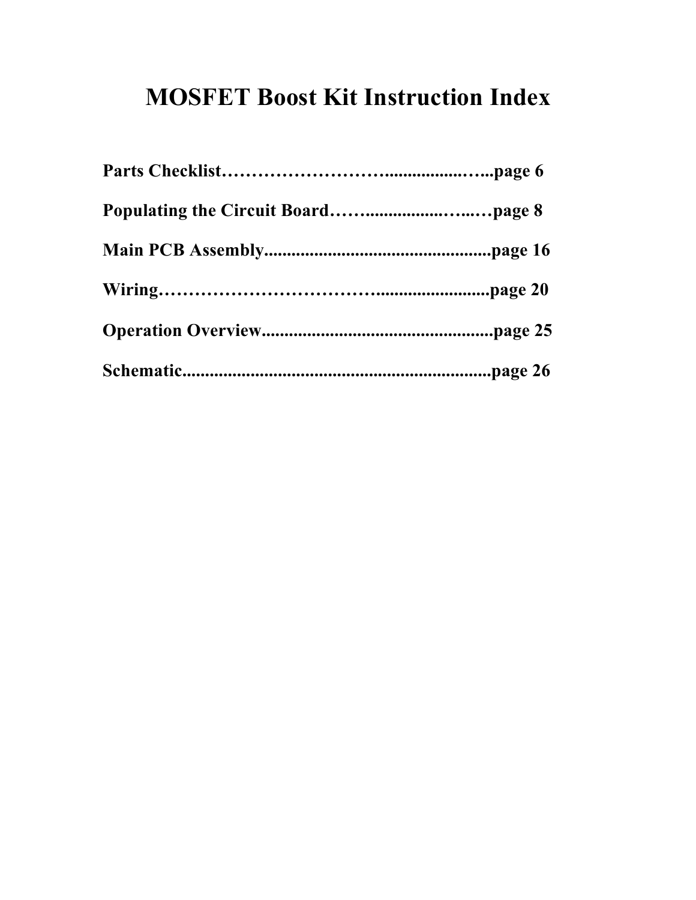# MOSFET Boost Kit Instruction Index

**Parts Checklist……………………….................…...page 6**

**Populating the Circuit Board……................…..…page 8**

**Main PCB Assembly..................................................page 16**

**Wiring……………………………..........................page 20**

**Operation Overview....................................................page 25**

**Schematic.....................................................................page 26**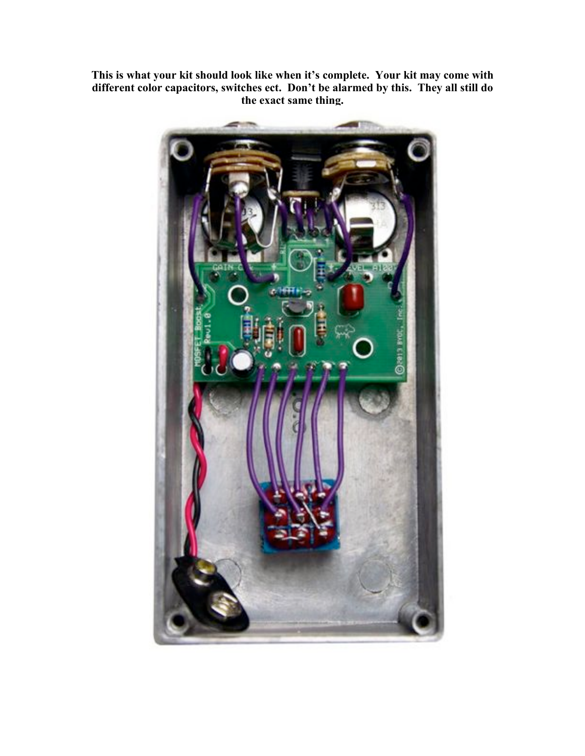**This is what your kit should look like when it's complete. Your kit may come with different color capacitors, switches ect. Don't be alarmed by this. They all still do the exact same thing.**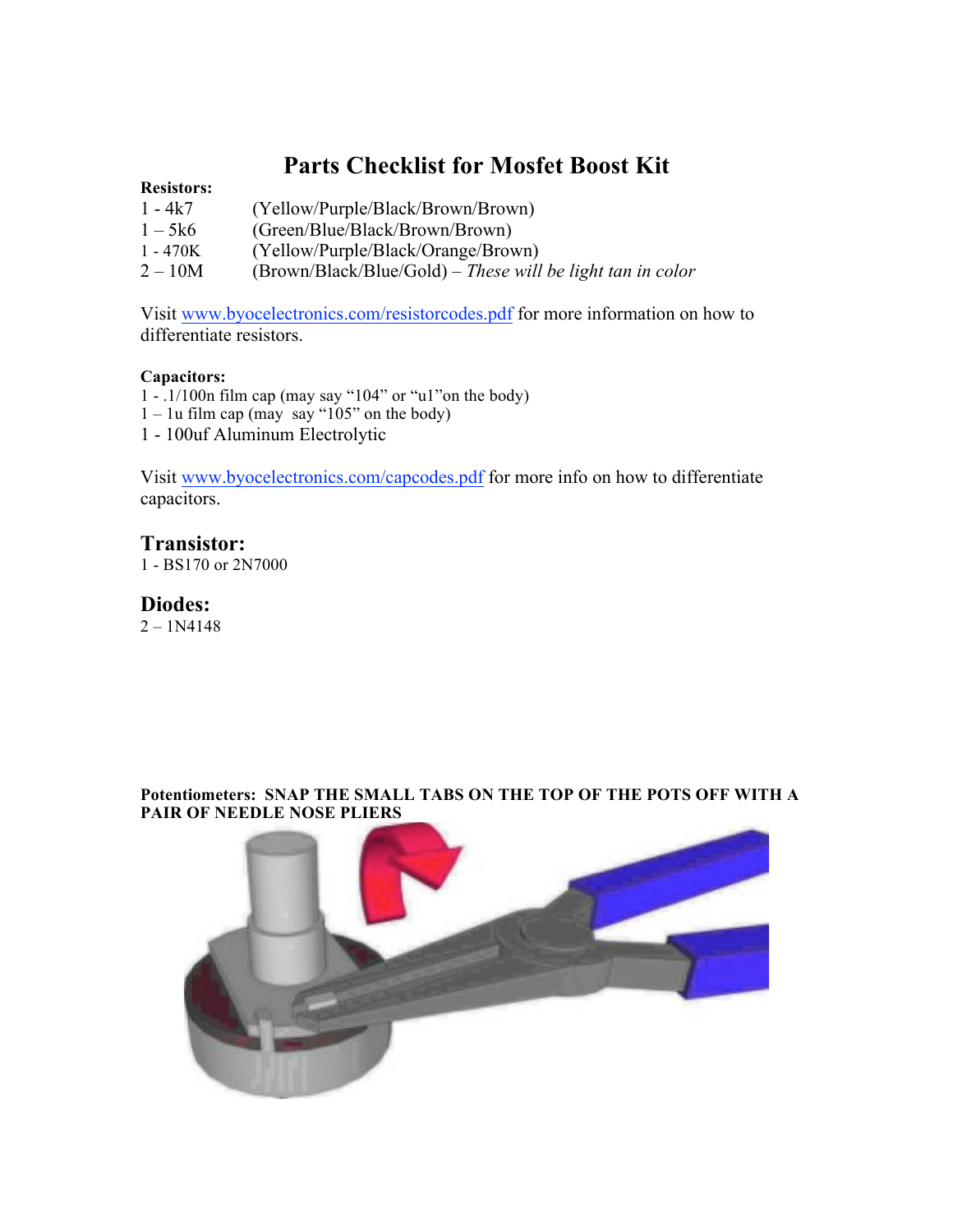# Parts Checklist for Mosfet Boost Kit

**Resistors:**

1 - 4k7 (Yellow/Purple/Black/Brown/Brown)
1 – 5k6 (Green/Blue/Black/Brown/Brown)
1 - 470K (Yellow/Purple/Black/Orange/Brown)
2 – 10M (Brown/Black/Blue/Gold) – *These will be light tan in color*

Visit www.byocelectronics.com/resistorcodes.pdf for more information on how to differentiate resistors.

**Capacitors:**

1 - .1/100n film cap (may say "104" or "u1"on the body)
1 – 1u film cap (may say "105" on the body)
1 - 100uf Aluminum Electrolytic

Visit www.byocelectronics.com/capcodes.pdf for more info on how to differentiate capacitors.

## Transistor:

1 - BS170 or 2N7000

## Diodes:

2 – 1N4148

**Potentiometers: SNAP THE SMALL TABS ON THE TOP OF THE POTS OFF WITH A PAIR OF NEEDLE NOSE PLIERS**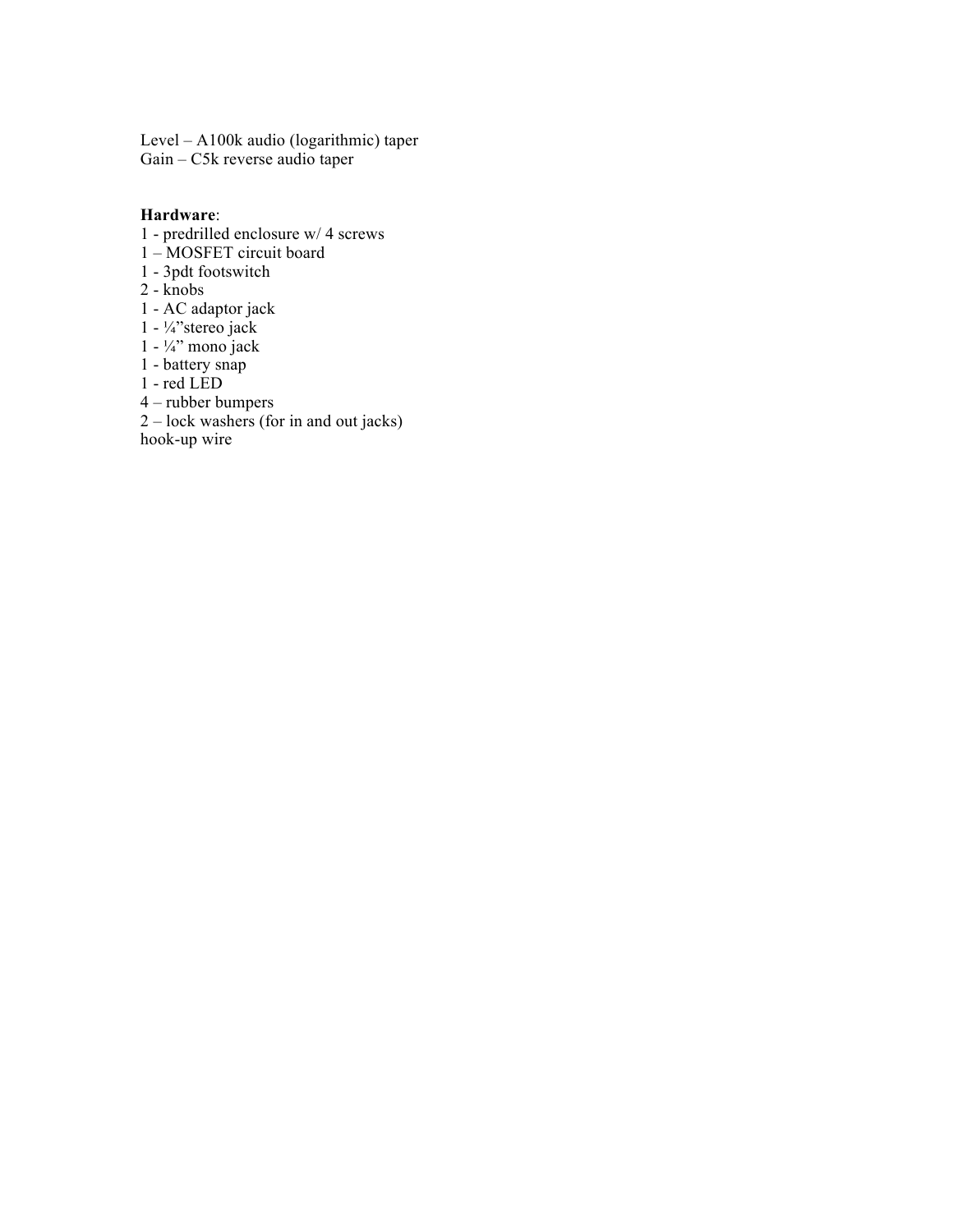Level – A100k audio (logarithmic) taper
Gain – C5k reverse audio taper

**Hardware**:
1 - predrilled enclosure w/ 4 screws
1 – MOSFET circuit board
1 - 3pdt footswitch
2 - knobs
1 - AC adaptor jack
1 - ¼”stereo jack
1 - ¼” mono jack
1 - battery snap
1 - red LED
4 – rubber bumpers
2 – lock washers (for in and out jacks)
hook-up wire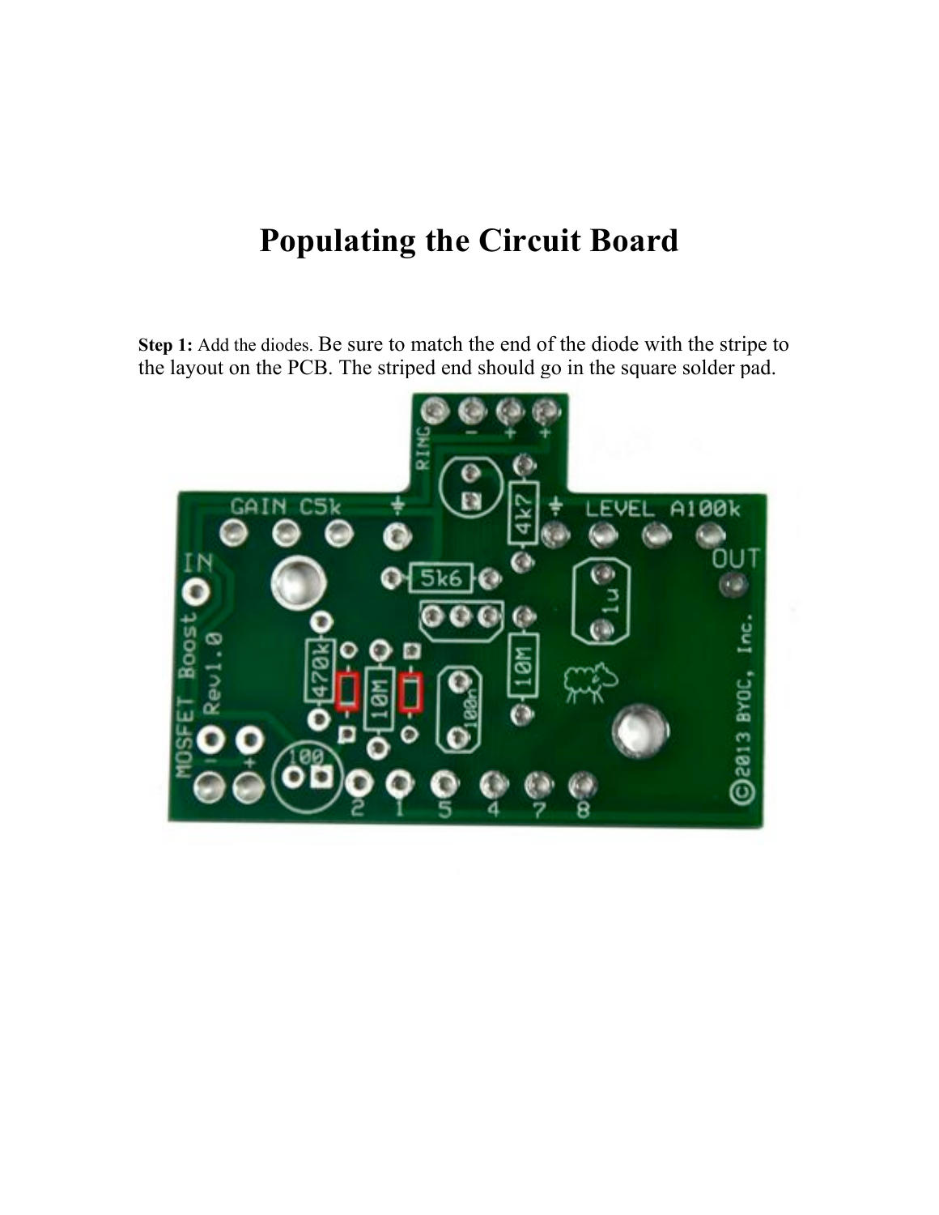# Populating the Circuit Board

**Step 1:** Add the diodes. Be sure to match the end of the diode with the stripe to the layout on the PCB. The striped end should go in the square solder pad.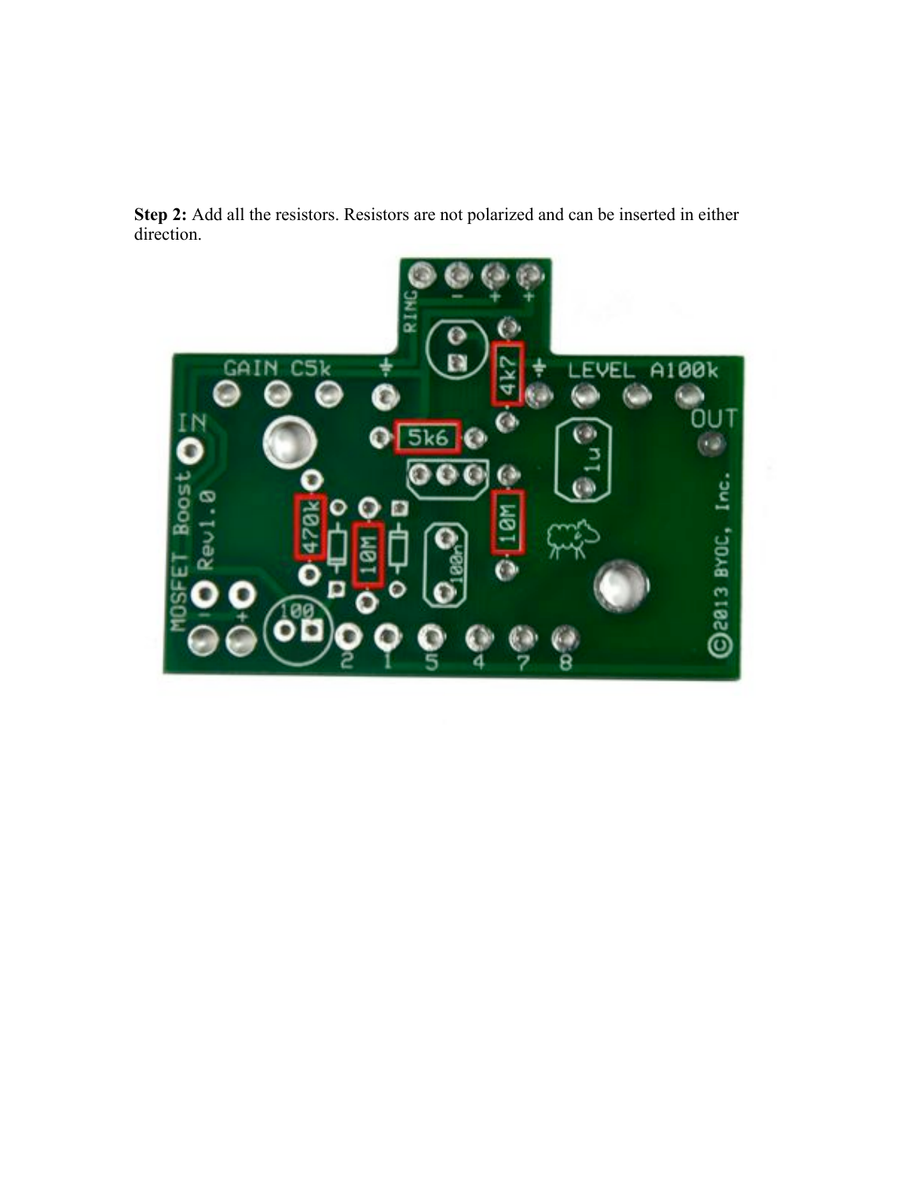**Step 2:** Add all the resistors. Resistors are not polarized and can be inserted in either direction.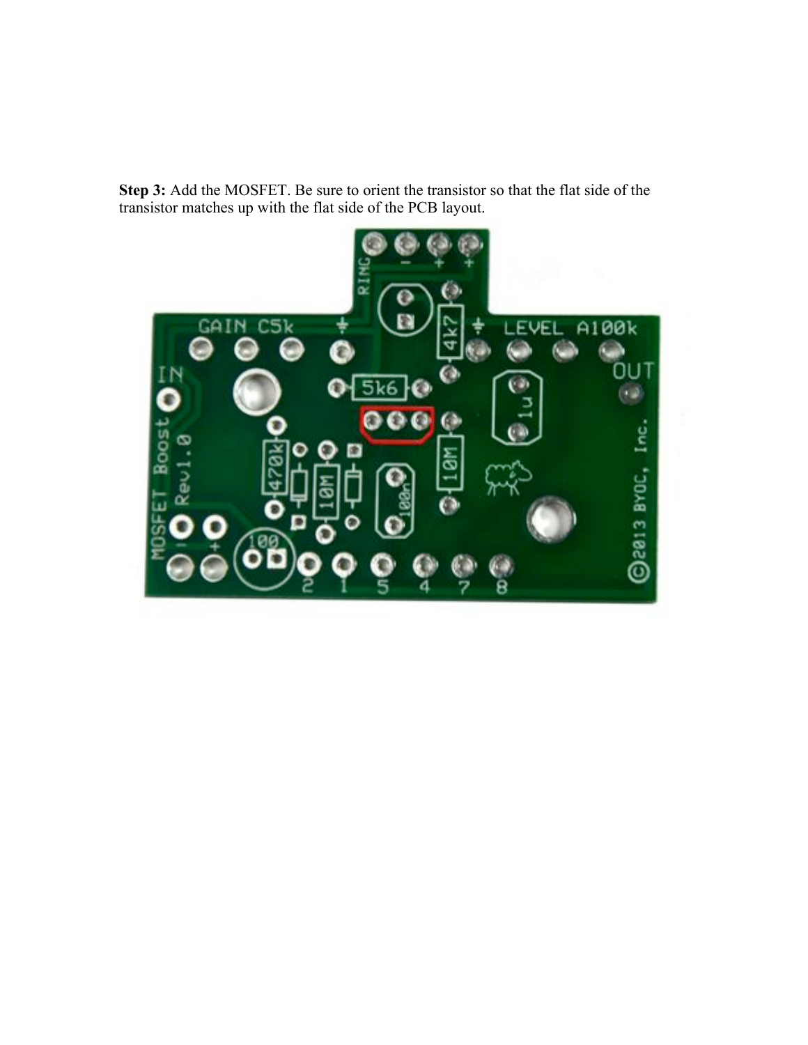**Step 3:** Add the MOSFET. Be sure to orient the transistor so that the flat side of the transistor matches up with the flat side of the PCB layout.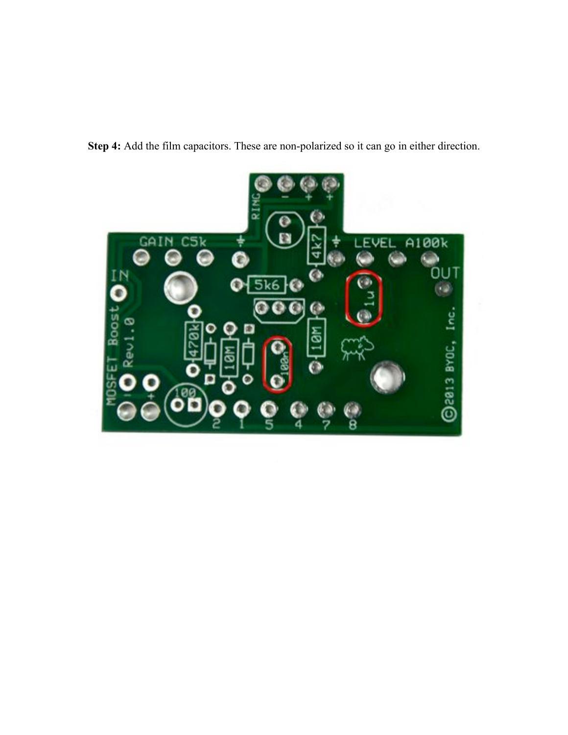**Step 4:** Add the film capacitors. These are non-polarized so it can go in either direction.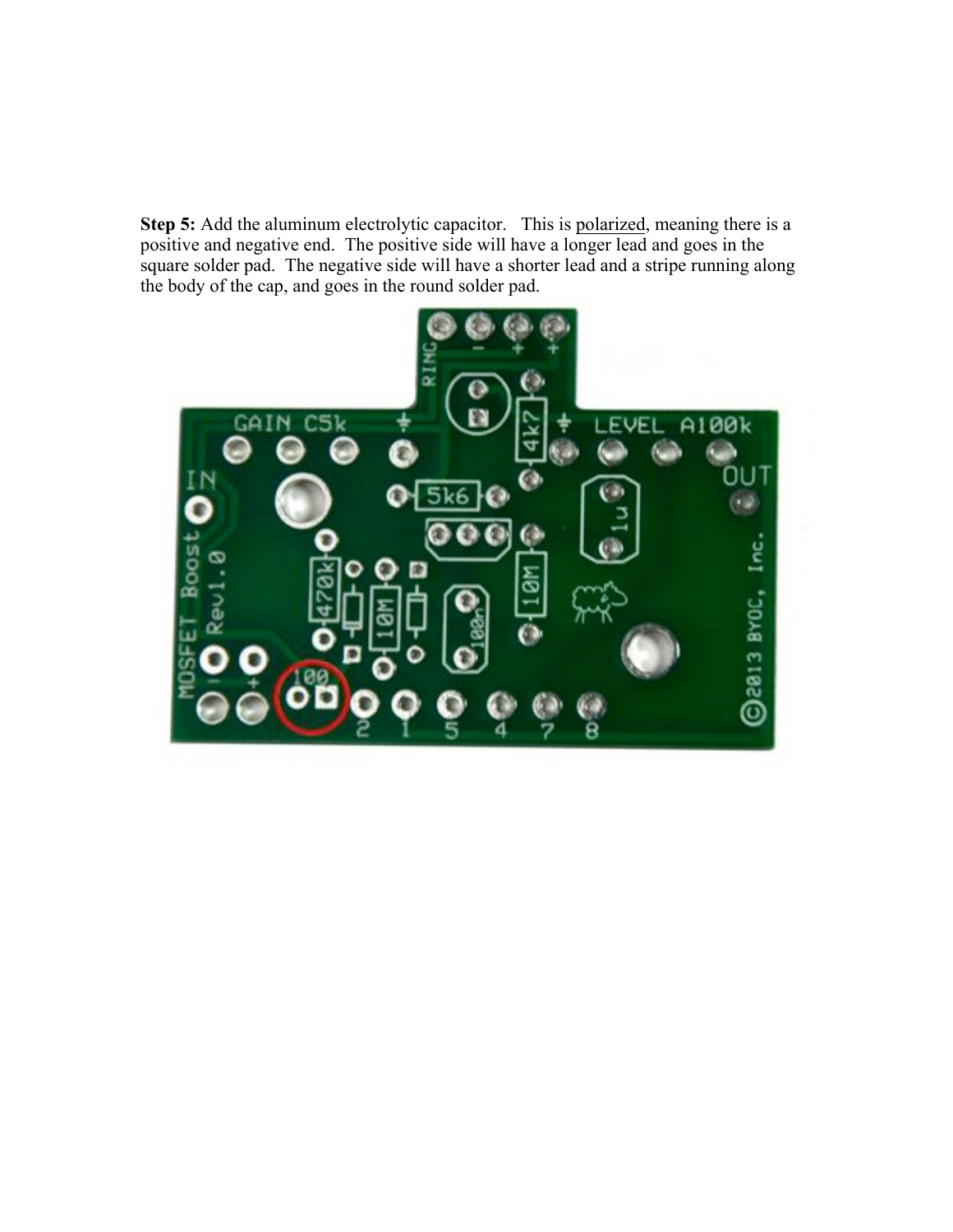**Step 5:** Add the aluminum electrolytic capacitor.   This is polarized, meaning there is a positive and negative end.  The positive side will have a longer lead and goes in the square solder pad.  The negative side will have a shorter lead and a stripe running along the body of the cap, and goes in the round solder pad.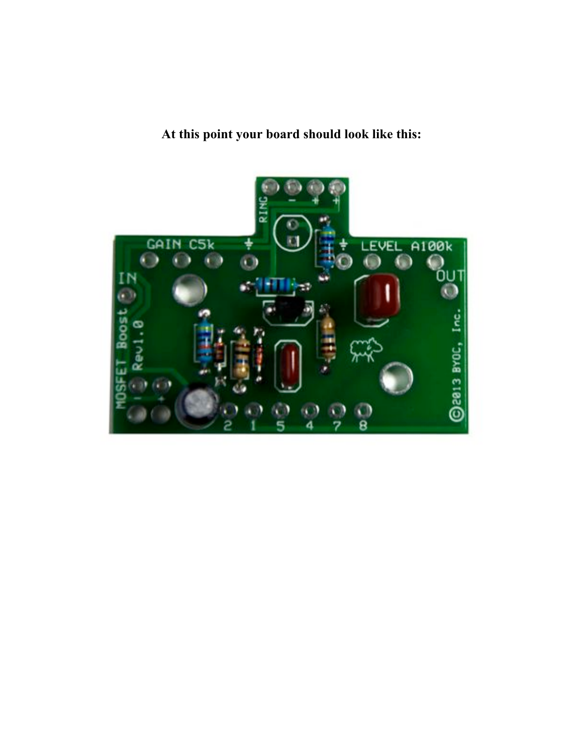**At this point your board should look like this:**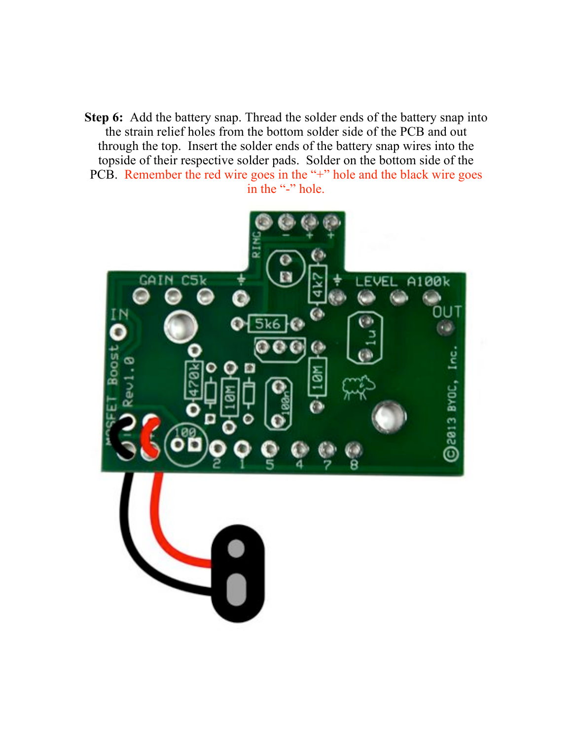**Step 6:** Add the battery snap. Thread the solder ends of the battery snap into the strain relief holes from the bottom solder side of the PCB and out through the top. Insert the solder ends of the battery snap wires into the topside of their respective solder pads. Solder on the bottom side of the PCB. Remember the red wire goes in the "+" hole and the black wire goes in the "-" hole.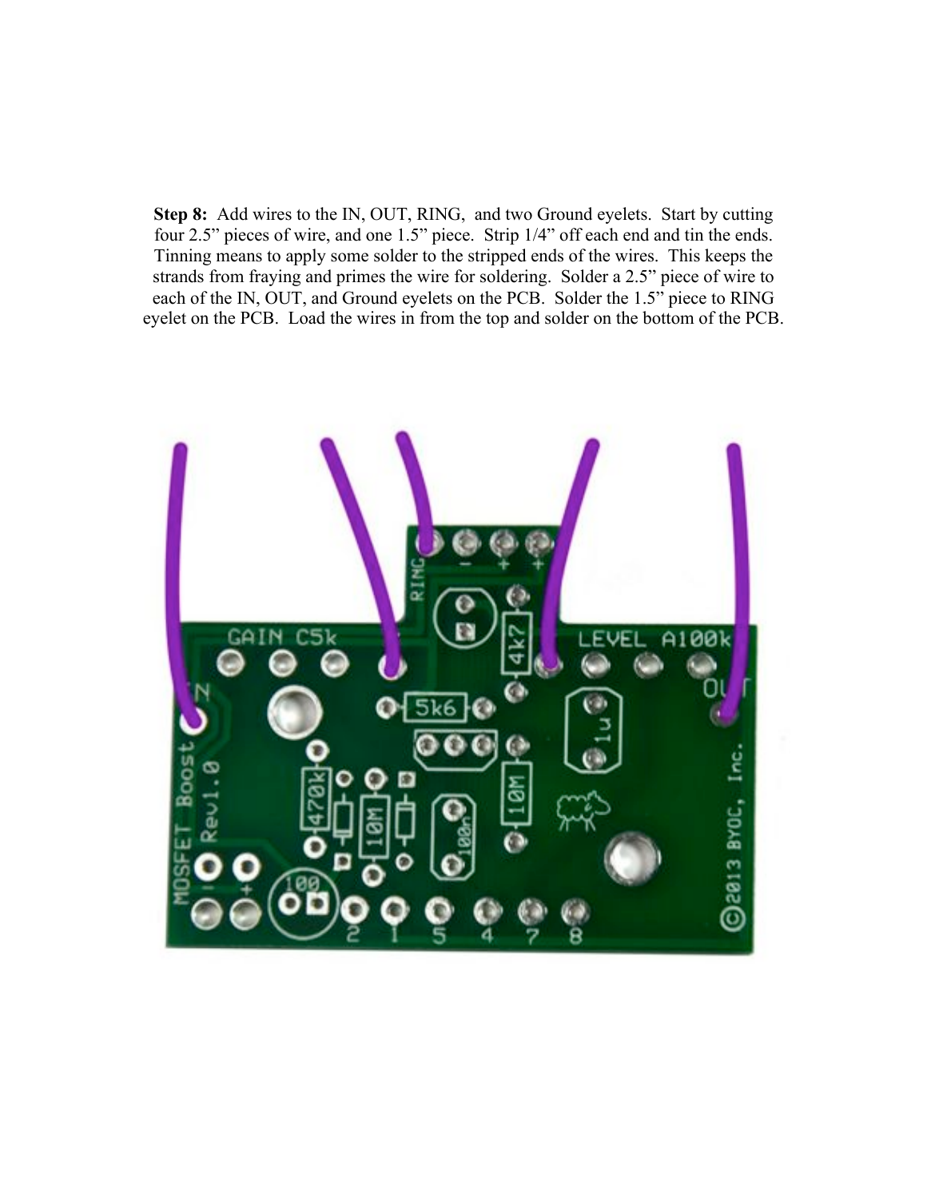**Step 8:** Add wires to the IN, OUT, RING, and two Ground eyelets. Start by cutting four 2.5" pieces of wire, and one 1.5" piece. Strip 1/4" off each end and tin the ends. Tinning means to apply some solder to the stripped ends of the wires. This keeps the strands from fraying and primes the wire for soldering. Solder a 2.5" piece of wire to each of the IN, OUT, and Ground eyelets on the PCB. Solder the 1.5" piece to RING eyelet on the PCB. Load the wires in from the top and solder on the bottom of the PCB.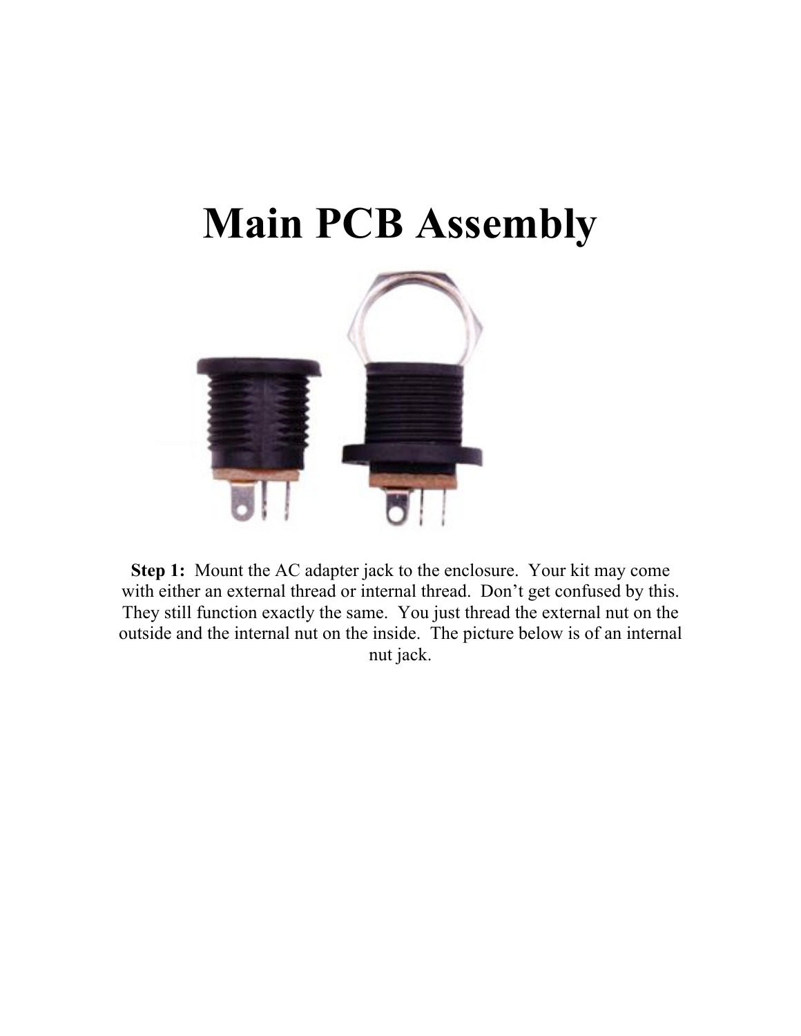# Main PCB Assembly

**Step 1:** Mount the AC adapter jack to the enclosure. Your kit may come with either an external thread or internal thread. Don't get confused by this. They still function exactly the same. You just thread the external nut on the outside and the internal nut on the inside. The picture below is of an internal nut jack.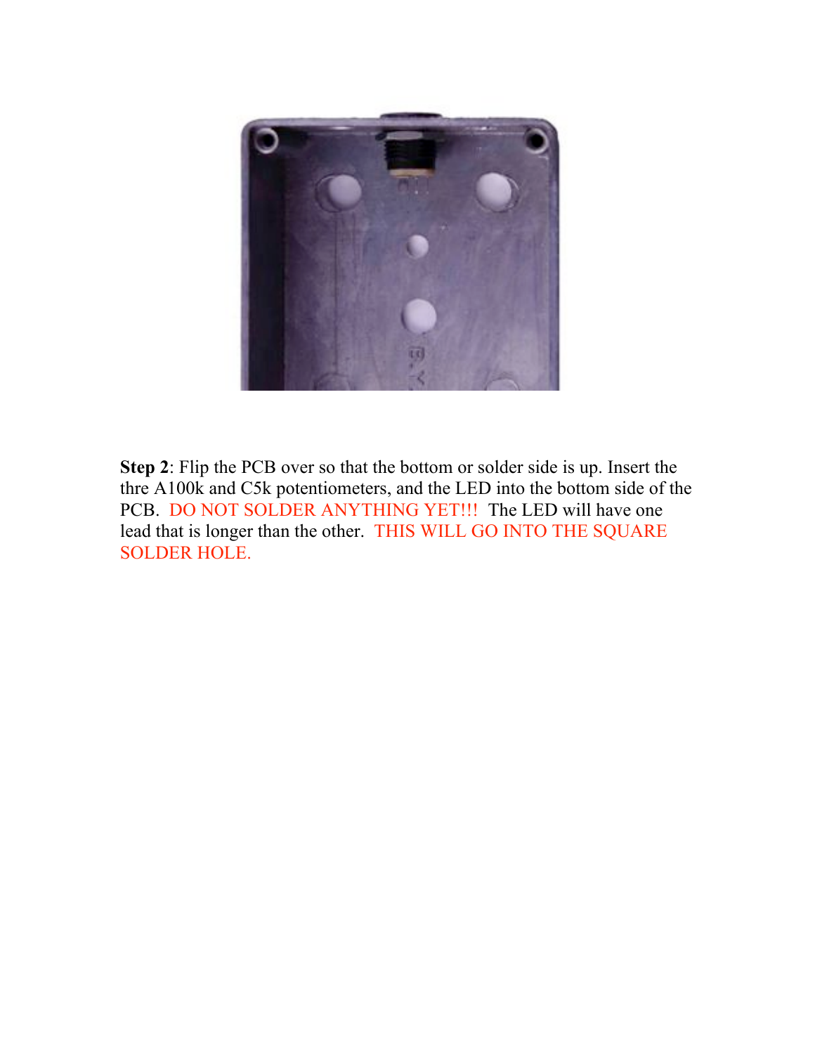**Step 2**: Flip the PCB over so that the bottom or solder side is up. Insert the thre A100k and C5k potentiometers, and the LED into the bottom side of the PCB. DO NOT SOLDER ANYTHING YET!!! The LED will have one lead that is longer than the other. THIS WILL GO INTO THE SQUARE SOLDER HOLE.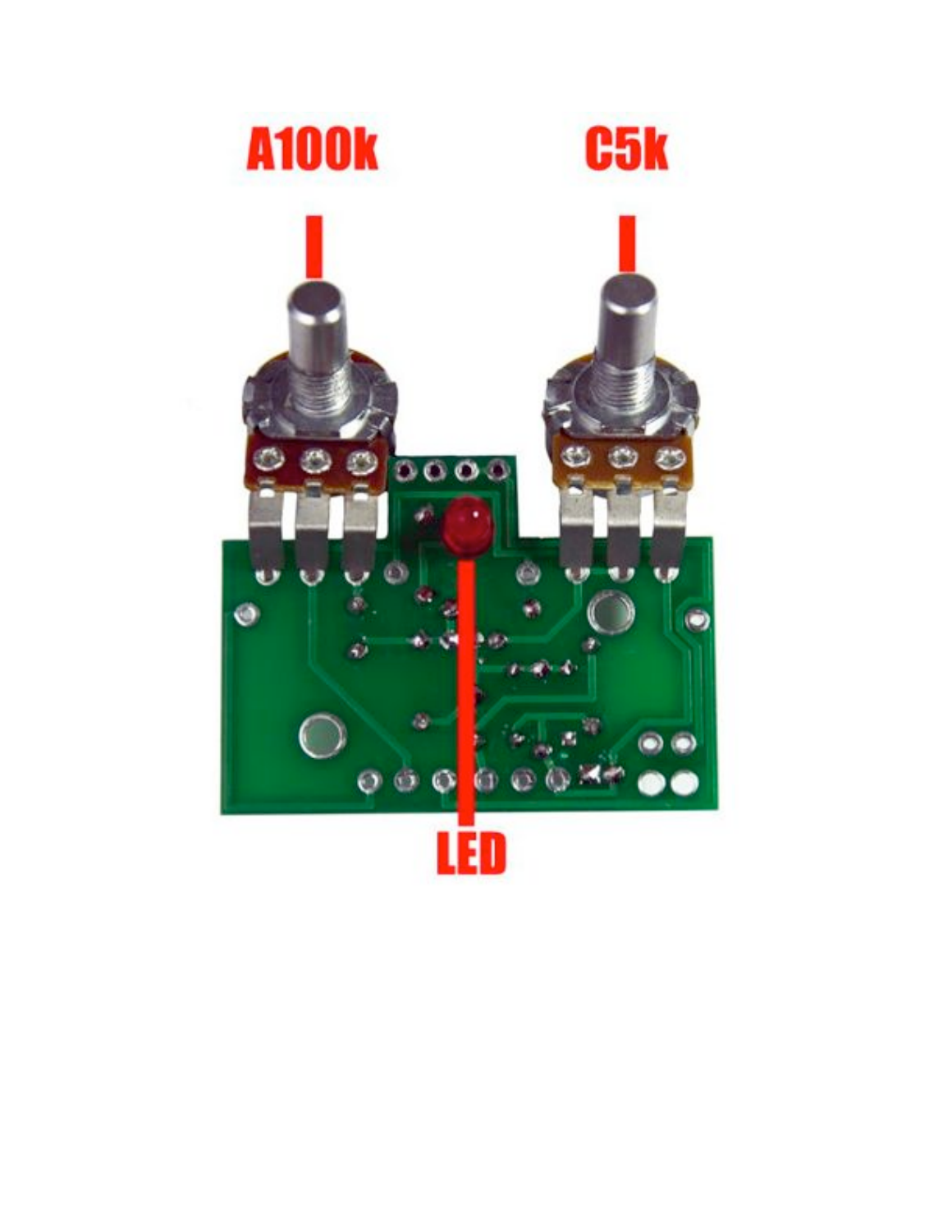A100k

C5k

LED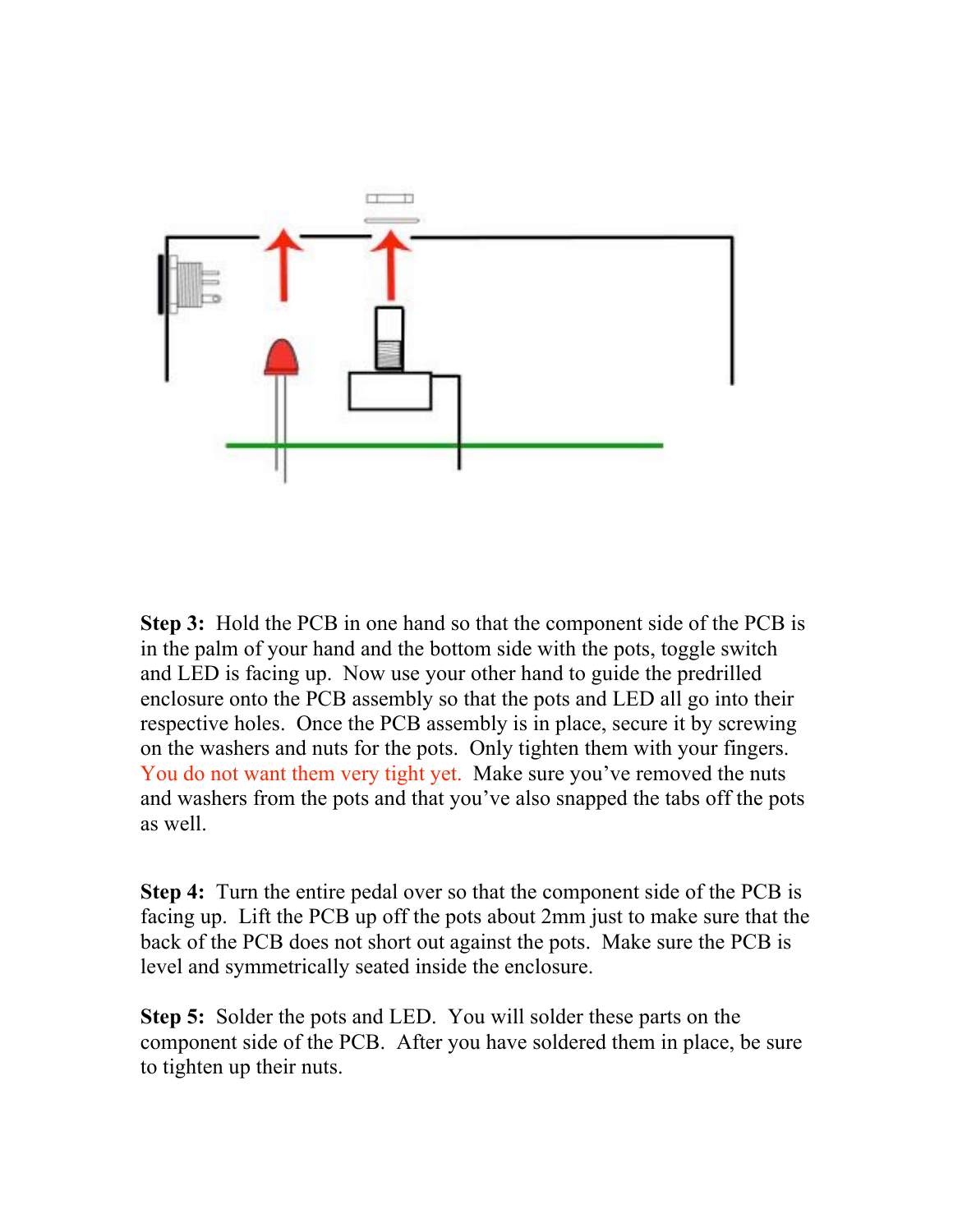**Step 3:** Hold the PCB in one hand so that the component side of the PCB is in the palm of your hand and the bottom side with the pots, toggle switch and LED is facing up. Now use your other hand to guide the predrilled enclosure onto the PCB assembly so that the pots and LED all go into their respective holes. Once the PCB assembly is in place, secure it by screwing on the washers and nuts for the pots. Only tighten them with your fingers. You do not want them very tight yet. Make sure you've removed the nuts and washers from the pots and that you've also snapped the tabs off the pots as well.

**Step 4:** Turn the entire pedal over so that the component side of the PCB is facing up. Lift the PCB up off the pots about 2mm just to make sure that the back of the PCB does not short out against the pots. Make sure the PCB is level and symmetrically seated inside the enclosure.

**Step 5:** Solder the pots and LED. You will solder these parts on the component side of the PCB. After you have soldered them in place, be sure to tighten up their nuts.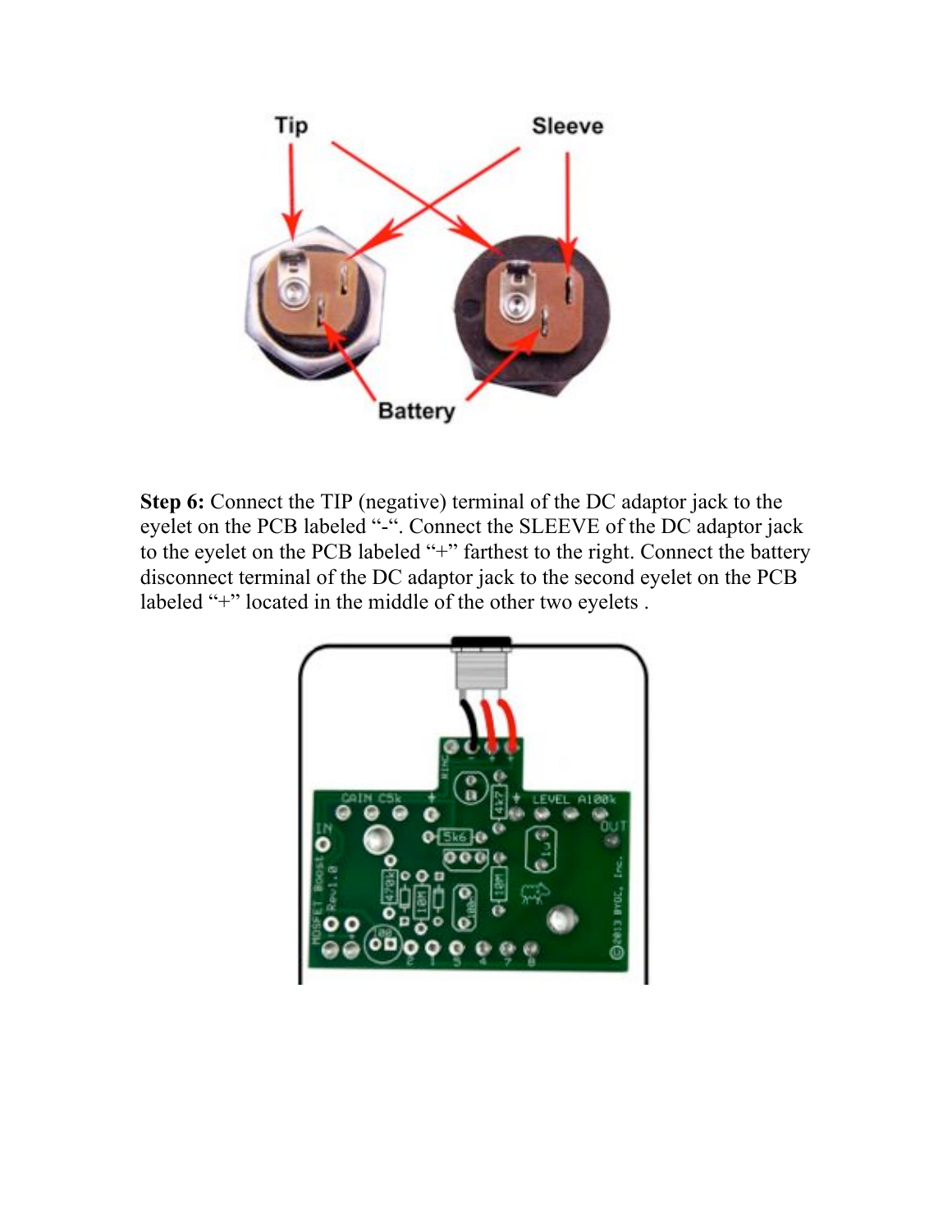**Step 6:** Connect the TIP (negative) terminal of the DC adaptor jack to the eyelet on the PCB labeled "-". Connect the SLEEVE of the DC adaptor jack to the eyelet on the PCB labeled "+" farthest to the right. Connect the battery disconnect terminal of the DC adaptor jack to the second eyelet on the PCB labeled "+" located in the middle of the other two eyelets .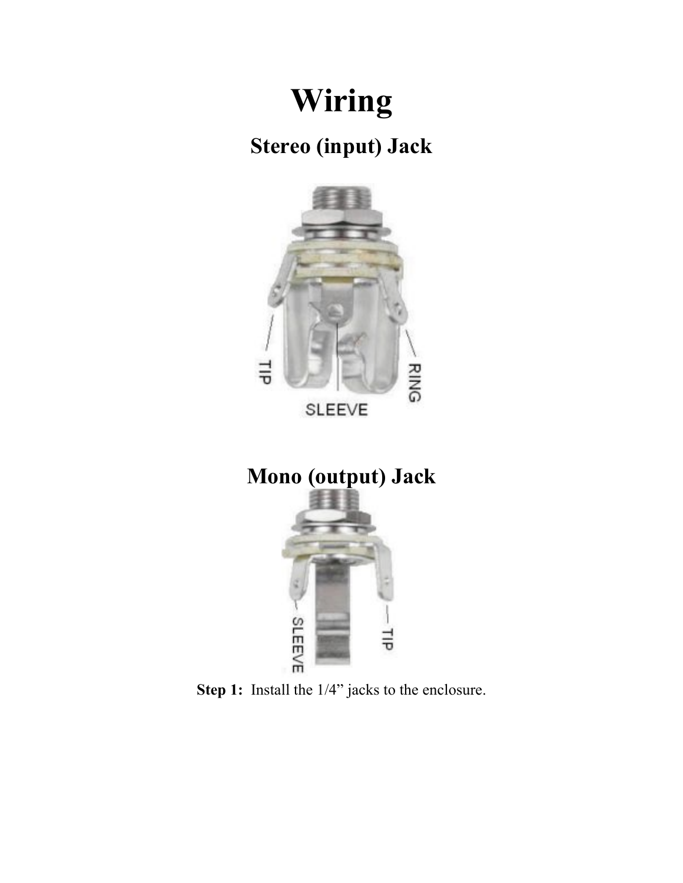# Wiring

## Stereo (input) Jack

TIP

SLEEVE

RING

## Mono (output) Jack

SLEEVE

TIP

**Step 1:** Install the 1/4" jacks to the enclosure.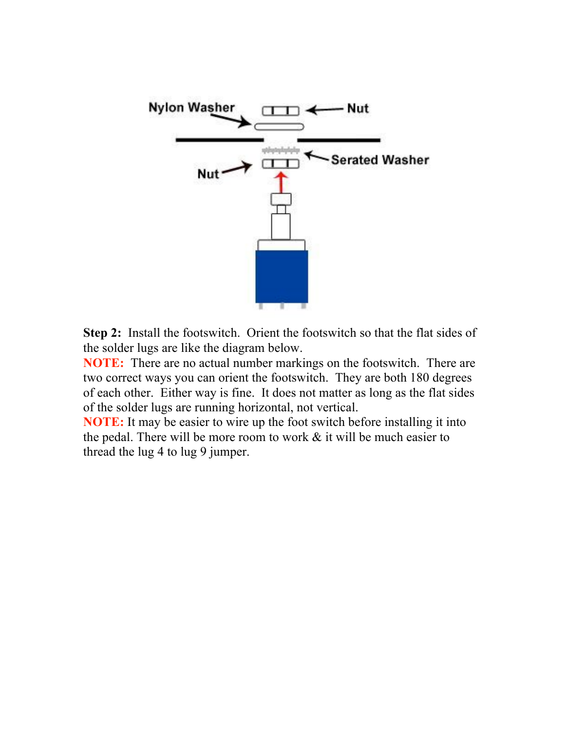**Step 2:** Install the footswitch. Orient the footswitch so that the flat sides of the solder lugs are like the diagram below.

**NOTE:** There are no actual number markings on the footswitch. There are two correct ways you can orient the footswitch. They are both 180 degrees of each other. Either way is fine. It does not matter as long as the flat sides of the solder lugs are running horizontal, not vertical.

**NOTE:** It may be easier to wire up the foot switch before installing it into the pedal. There will be more room to work & it will be much easier to thread the lug 4 to lug 9 jumper.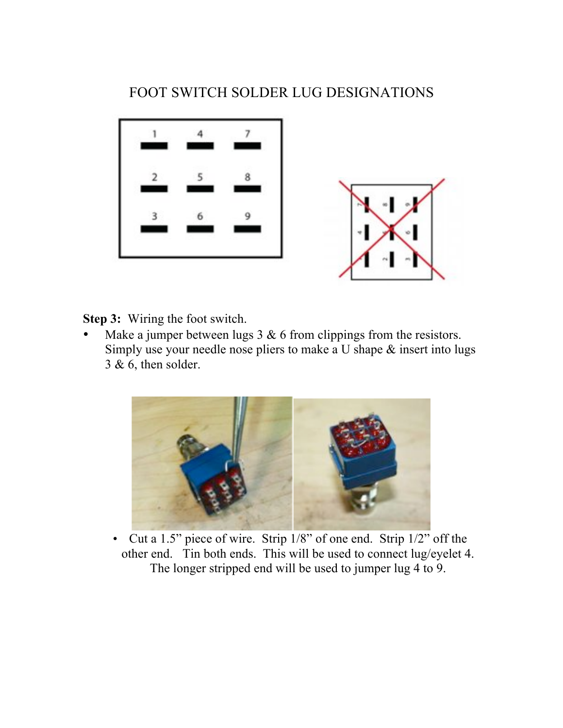# FOOT SWITCH SOLDER LUG DESIGNATIONS

| 1 | 4 | 7 |
|---|---|---|
| 2 | 5 | 8 |
| 3 | 6 | 9 |

**Step 3:** Wiring the foot switch.

- Make a jumper between lugs 3 & 6 from clippings from the resistors. Simply use your needle nose pliers to make a U shape & insert into lugs 3 & 6, then solder.

- Cut a 1.5" piece of wire. Strip 1/8" of one end. Strip 1/2" off the other end. Tin both ends. This will be used to connect lug/eyelet 4. The longer stripped end will be used to jumper lug 4 to 9.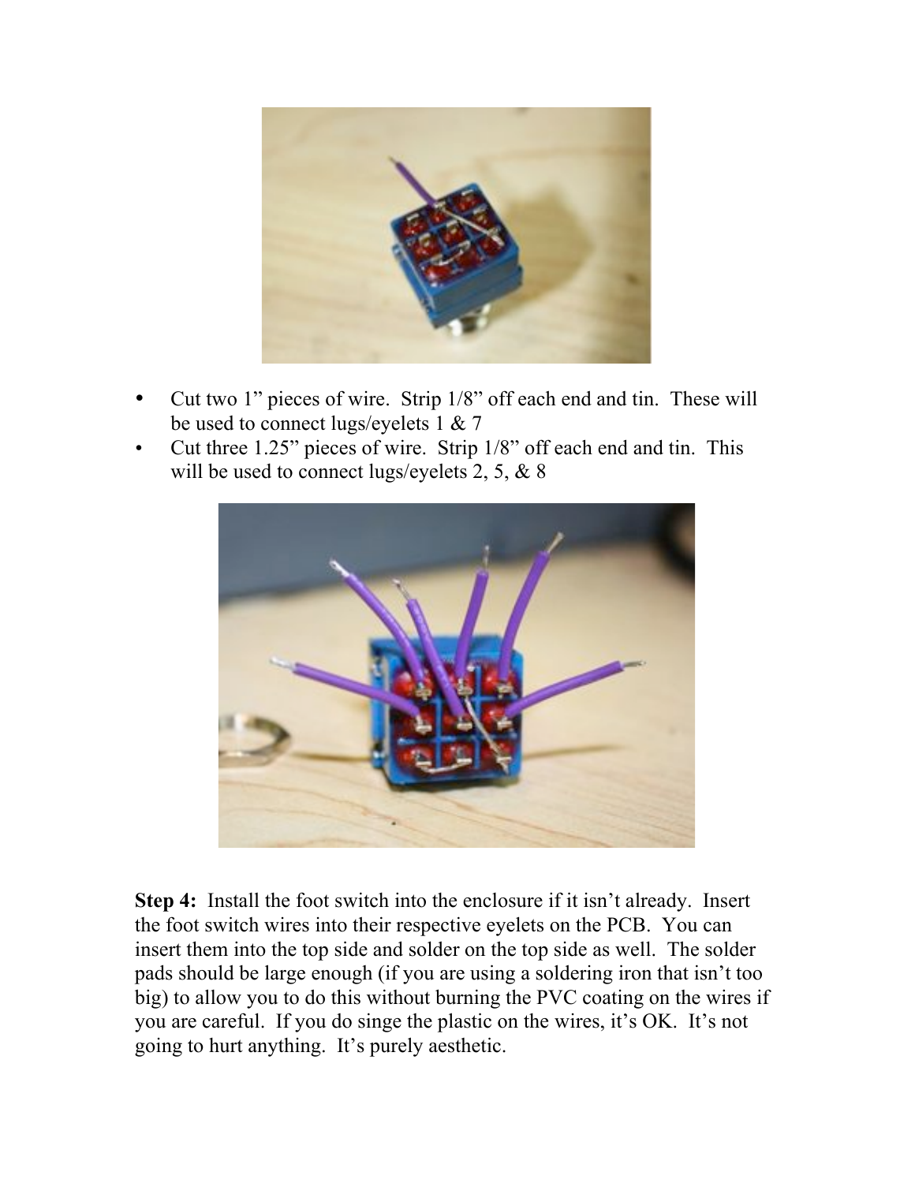- Cut two 1" pieces of wire. Strip 1/8" off each end and tin. These will be used to connect lugs/eyelets 1 & 7
- Cut three 1.25" pieces of wire. Strip 1/8" off each end and tin. This will be used to connect lugs/eyelets 2, 5, & 8

**Step 4:** Install the foot switch into the enclosure if it isn't already. Insert the foot switch wires into their respective eyelets on the PCB. You can insert them into the top side and solder on the top side as well. The solder pads should be large enough (if you are using a soldering iron that isn't too big) to allow you to do this without burning the PVC coating on the wires if you are careful. If you do singe the plastic on the wires, it's OK. It's not going to hurt anything. It's purely aesthetic.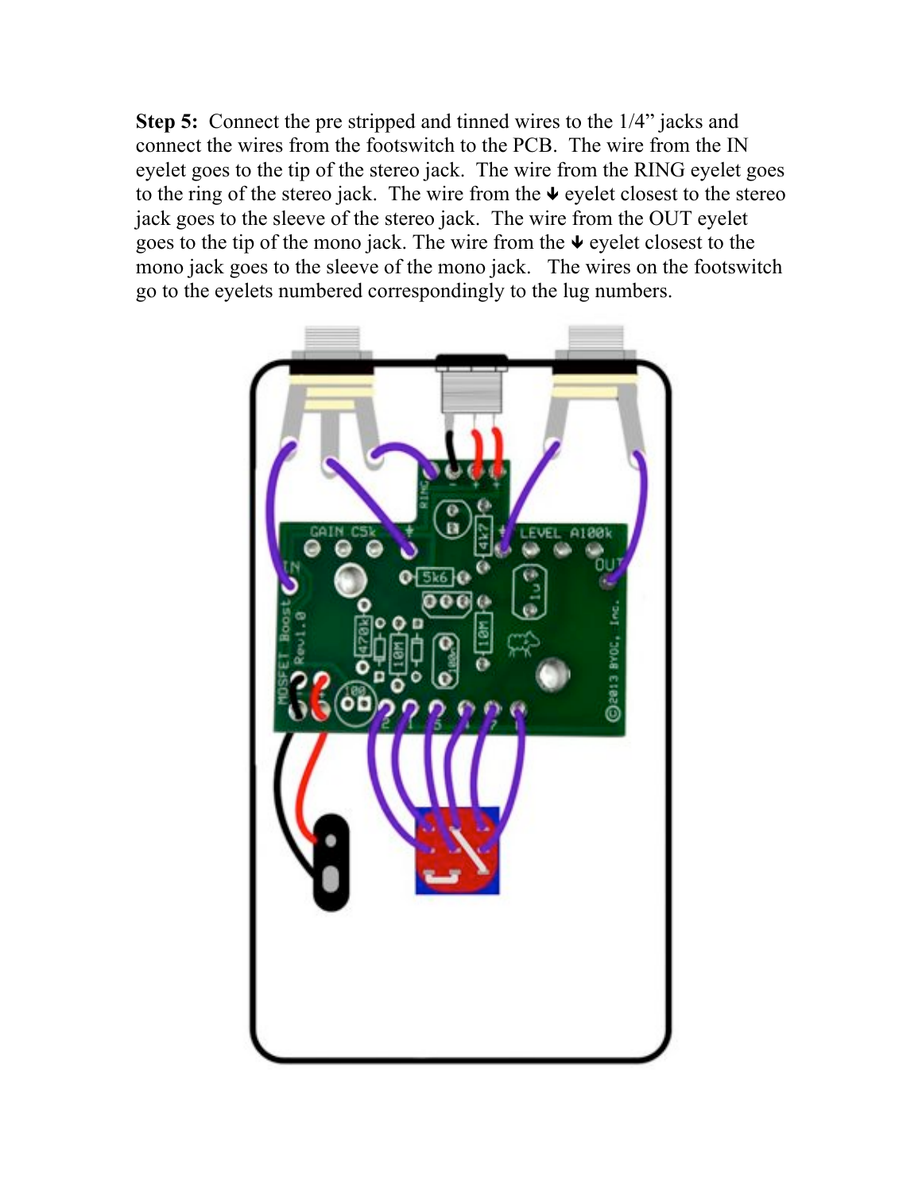**Step 5:** Connect the pre stripped and tinned wires to the 1/4" jacks and connect the wires from the footswitch to the PCB. The wire from the IN eyelet goes to the tip of the stereo jack. The wire from the RING eyelet goes to the ring of the stereo jack. The wire from the ↓ eyelet closest to the stereo jack goes to the sleeve of the stereo jack. The wire from the OUT eyelet goes to the tip of the mono jack. The wire from the ↓ eyelet closest to the mono jack goes to the sleeve of the mono jack. The wires on the footswitch go to the eyelets numbered correspondingly to the lug numbers.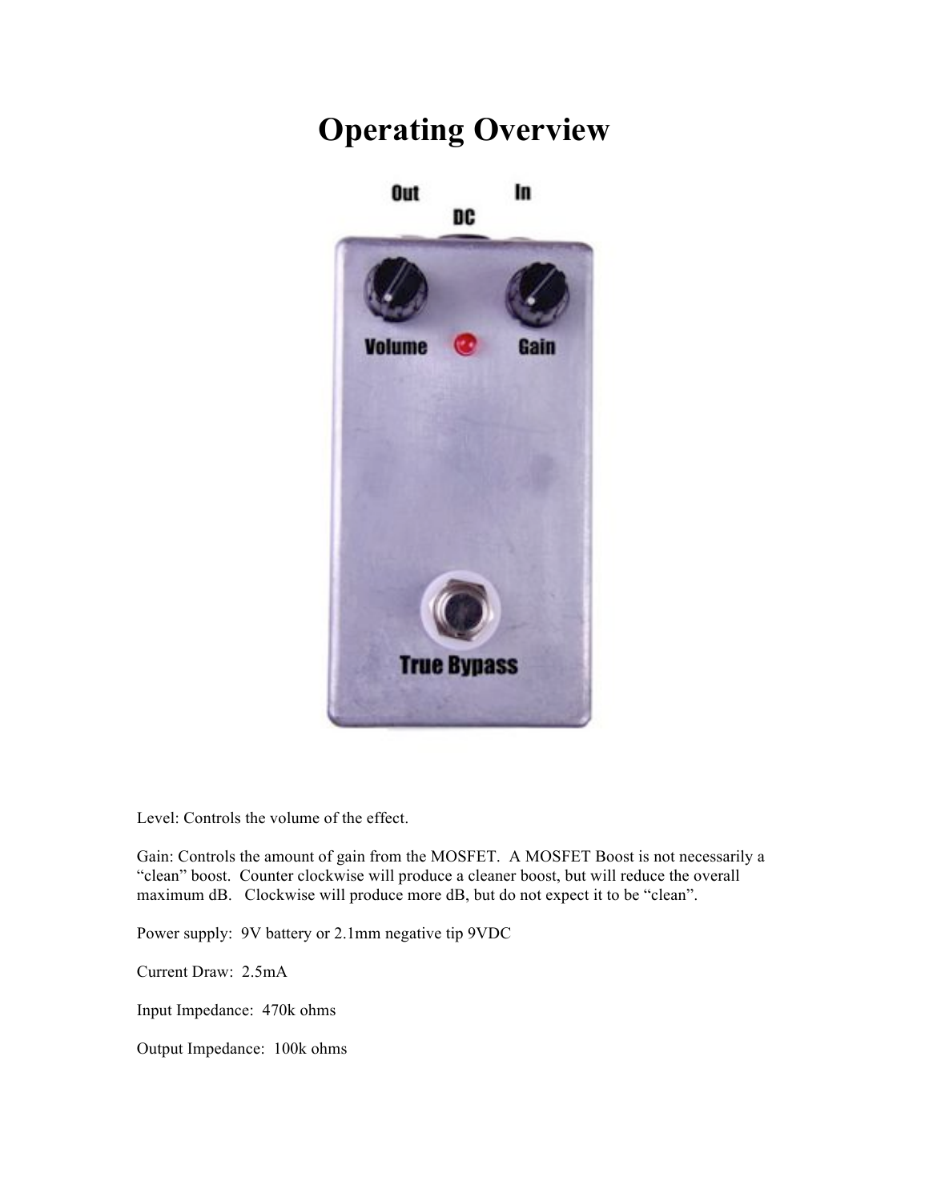# Operating Overview

Level: Controls the volume of the effect.

Gain: Controls the amount of gain from the MOSFET. A MOSFET Boost is not necessarily a "clean" boost. Counter clockwise will produce a cleaner boost, but will reduce the overall maximum dB. Clockwise will produce more dB, but do not expect it to be "clean".

Power supply: 9V battery or 2.1mm negative tip 9VDC

Current Draw: 2.5mA

Input Impedance: 470k ohms

Output Impedance: 100k ohms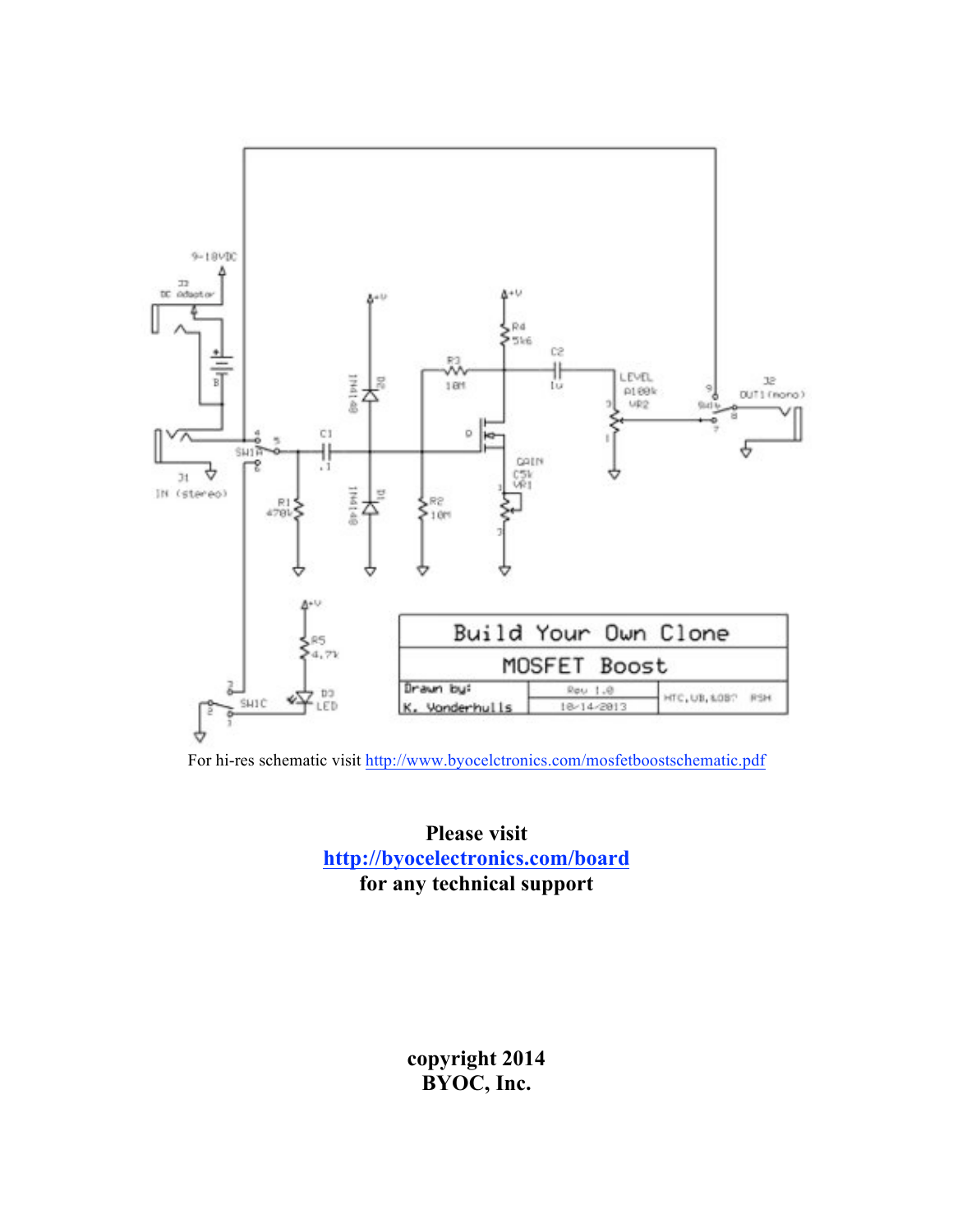For hi-res schematic visit http://www.byocelctronics.com/mosfetboostschematic.pdf

**Please visit**
**http://byocelectronics.com/board**
**for any technical support**

**copyright 2014**
**BYOC, Inc.**